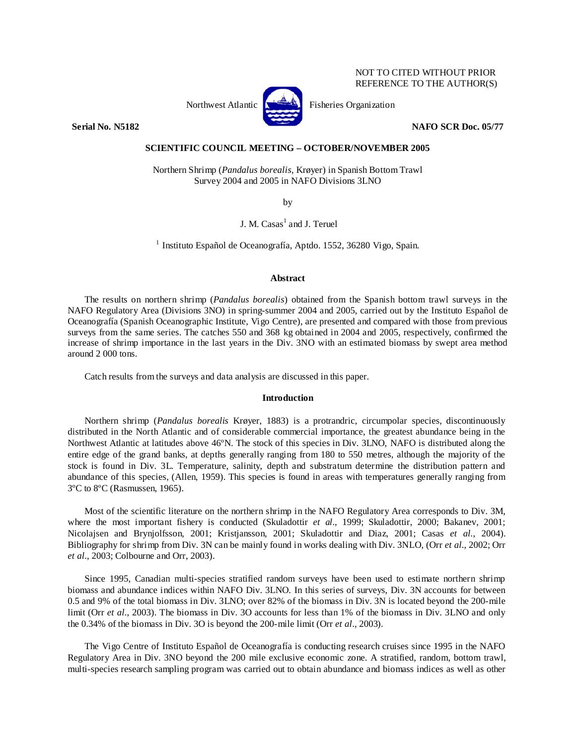NOT TO CITED WITHOUT PRIOR
REFERENCE TO THE AUTHOR(S)

Northwest Atlantic Fisheries Organization

**Serial No. N5182** **NAFO SCR Doc. 05/77**

**SCIENTIFIC COUNCIL MEETING – OCTOBER/NOVEMBER 2005**

Northern Shrimp (*Pandalus borealis*, Krøyer) in Spanish Bottom Trawl Survey 2004 and 2005 in NAFO Divisions 3LNO

by

J. M. Casas[1] and J. Teruel

[1] Instituto Español de Oceanografía, Aptdo. 1552, 36280 Vigo, Spain.

## Abstract

The results on northern shrimp (*Pandalus borealis*) obtained from the Spanish bottom trawl surveys in the NAFO Regulatory Area (Divisions 3NO) in spring-summer 2004 and 2005, carried out by the Instituto Español de Oceanografía (Spanish Oceanographic Institute, Vigo Centre), are presented and compared with those from previous surveys from the same series. The catches 550 and 368 kg obtained in 2004 and 2005, respectively, confirmed the increase of shrimp importance in the last years in the Div. 3NO with an estimated biomass by swept area method around 2 000 tons.

Catch results from the surveys and data analysis are discussed in this paper.

## Introduction

Northern shrimp (*Pandalus borealis* Krøyer, 1883) is a protrandric, circumpolar species, discontinuously distributed in the North Atlantic and of considerable commercial importance, the greatest abundance being in the Northwest Atlantic at latitudes above 46ºN. The stock of this species in Div. 3LNO, NAFO is distributed along the entire edge of the grand banks, at depths generally ranging from 180 to 550 metres, although the majority of the stock is found in Div. 3L. Temperature, salinity, depth and substratum determine the distribution pattern and abundance of this species, (Allen, 1959). This species is found in areas with temperatures generally ranging from 3ºC to 8ºC (Rasmussen, 1965).

Most of the scientific literature on the northern shrimp in the NAFO Regulatory Area corresponds to Div. 3M, where the most important fishery is conducted (Skuladottir *et al*., 1999; Skuladottir, 2000; Bakanev, 2001; Nicolajsen and Brynjolfsson, 2001; Kristjansson, 2001; Skuladottir and Diaz, 2001; Casas *et al*., 2004). Bibliography for shrimp from Div. 3N can be mainly found in works dealing with Div. 3NLO, (Orr *et al*., 2002; Orr *et al*., 2003; Colbourne and Orr, 2003).

Since 1995, Canadian multi-species stratified random surveys have been used to estimate northern shrimp biomass and abundance indices within NAFO Div. 3LNO. In this series of surveys, Div. 3N accounts for between 0.5 and 9% of the total biomass in Div. 3LNO; over 82% of the biomass in Div. 3N is located beyond the 200-mile limit (Orr *et al*., 2003). The biomass in Div. 3O accounts for less than 1% of the biomass in Div. 3LNO and only the 0.34% of the biomass in Div. 3O is beyond the 200-mile limit (Orr *et al*., 2003).

The Vigo Centre of Instituto Español de Oceanografía is conducting research cruises since 1995 in the NAFO Regulatory Area in Div. 3NO beyond the 200 mile exclusive economic zone. A stratified, random, bottom trawl, multi-species research sampling program was carried out to obtain abundance and biomass indices as well as other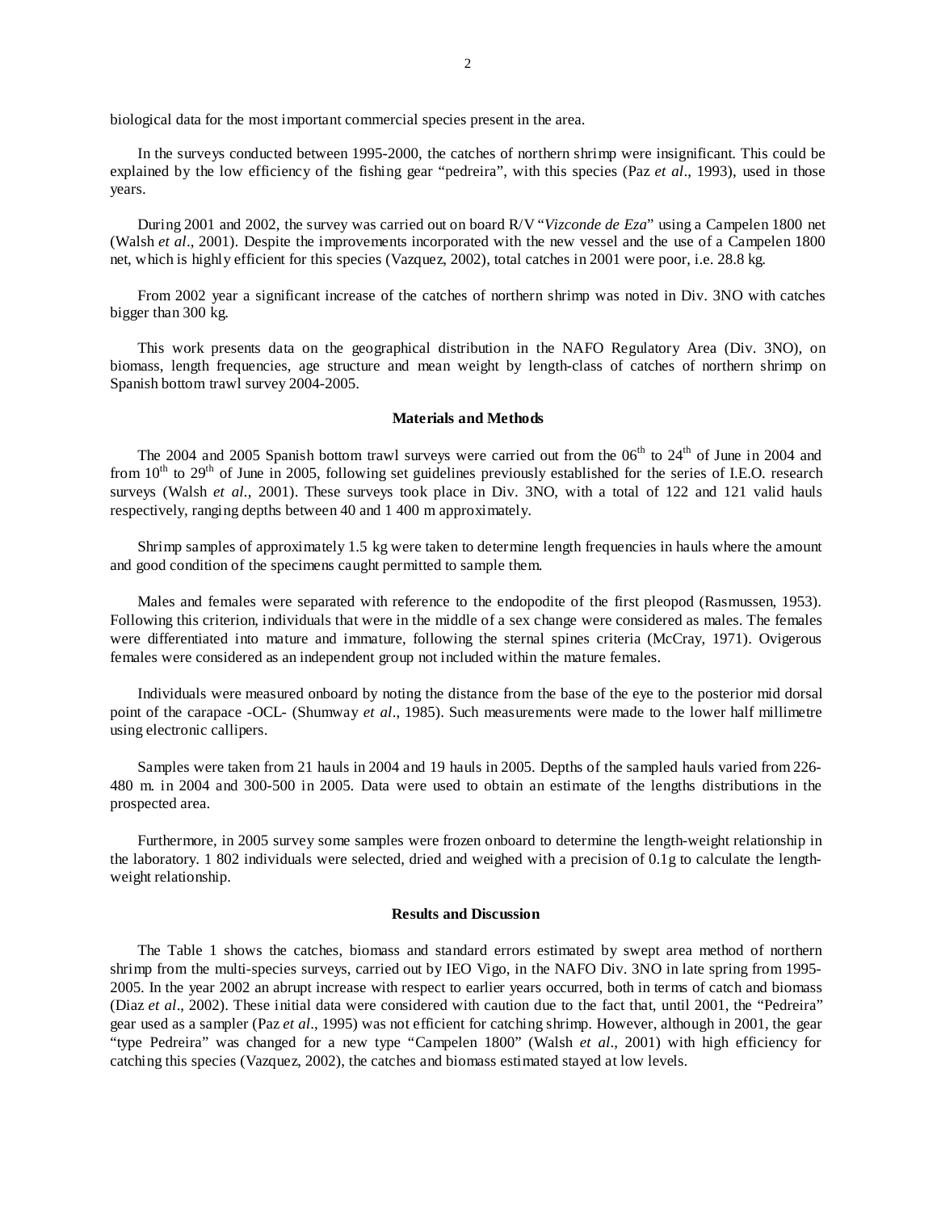biological data for the most important commercial species present in the area.

In the surveys conducted between 1995-2000, the catches of northern shrimp were insignificant. This could be explained by the low efficiency of the fishing gear "pedreira", with this species (Paz *et al*., 1993), used in those years.

During 2001 and 2002, the survey was carried out on board R/V "*Vizconde de Eza*" using a Campelen 1800 net (Walsh *et al*., 2001). Despite the improvements incorporated with the new vessel and the use of a Campelen 1800 net, which is highly efficient for this species (Vazquez, 2002), total catches in 2001 were poor, i.e. 28.8 kg.

From 2002 year a significant increase of the catches of northern shrimp was noted in Div. 3NO with catches bigger than 300 kg.

This work presents data on the geographical distribution in the NAFO Regulatory Area (Div. 3NO), on biomass, length frequencies, age structure and mean weight by length-class of catches of northern shrimp on Spanish bottom trawl survey 2004-2005.

## Materials and Methods

The 2004 and 2005 Spanish bottom trawl surveys were carried out from the 06th to 24th of June in 2004 and from 10th to 29th of June in 2005, following set guidelines previously established for the series of I.E.O. research surveys (Walsh *et al*., 2001). These surveys took place in Div. 3NO, with a total of 122 and 121 valid hauls respectively, ranging depths between 40 and 1 400 m approximately.

Shrimp samples of approximately 1.5 kg were taken to determine length frequencies in hauls where the amount and good condition of the specimens caught permitted to sample them.

Males and females were separated with reference to the endopodite of the first pleopod (Rasmussen, 1953). Following this criterion, individuals that were in the middle of a sex change were considered as males. The females were differentiated into mature and immature, following the sternal spines criteria (McCray, 1971). Ovigerous females were considered as an independent group not included within the mature females.

Individuals were measured onboard by noting the distance from the base of the eye to the posterior mid dorsal point of the carapace -OCL- (Shumway *et al*., 1985). Such measurements were made to the lower half millimetre using electronic callipers.

Samples were taken from 21 hauls in 2004 and 19 hauls in 2005. Depths of the sampled hauls varied from 226-480 m. in 2004 and 300-500 in 2005. Data were used to obtain an estimate of the lengths distributions in the prospected area.

Furthermore, in 2005 survey some samples were frozen onboard to determine the length-weight relationship in the laboratory. 1 802 individuals were selected, dried and weighed with a precision of 0.1g to calculate the length-weight relationship.

## Results and Discussion

The Table 1 shows the catches, biomass and standard errors estimated by swept area method of northern shrimp from the multi-species surveys, carried out by IEO Vigo, in the NAFO Div. 3NO in late spring from 1995-2005. In the year 2002 an abrupt increase with respect to earlier years occurred, both in terms of catch and biomass (Diaz *et al*., 2002). These initial data were considered with caution due to the fact that, until 2001, the "Pedreira" gear used as a sampler (Paz *et al*., 1995) was not efficient for catching shrimp. However, although in 2001, the gear "type Pedreira" was changed for a new type "Campelen 1800" (Walsh *et al*., 2001) with high efficiency for catching this species (Vazquez, 2002), the catches and biomass estimated stayed at low levels.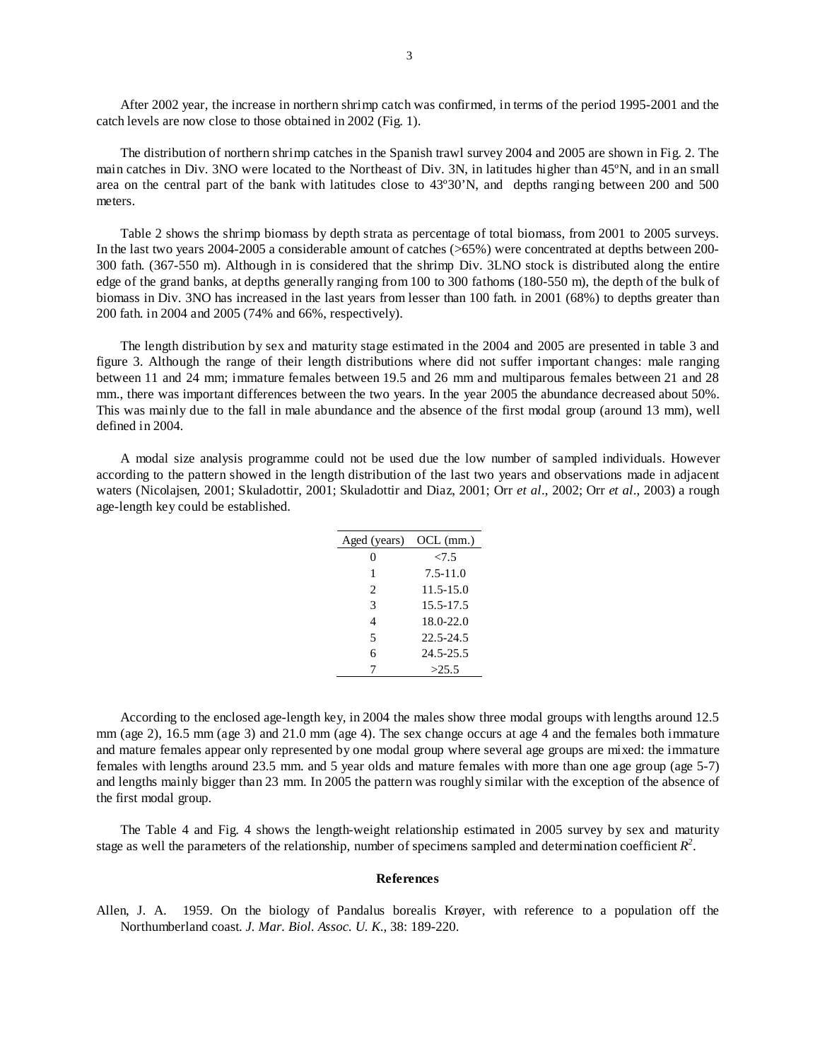After 2002 year, the increase in northern shrimp catch was confirmed, in terms of the period 1995-2001 and the catch levels are now close to those obtained in 2002 (Fig. 1).

The distribution of northern shrimp catches in the Spanish trawl survey 2004 and 2005 are shown in Fig. 2. The main catches in Div. 3NO were located to the Northeast of Div. 3N, in latitudes higher than 45ºN, and in an small area on the central part of the bank with latitudes close to 43º30'N, and depths ranging between 200 and 500 meters.

Table 2 shows the shrimp biomass by depth strata as percentage of total biomass, from 2001 to 2005 surveys. In the last two years 2004-2005 a considerable amount of catches (>65%) were concentrated at depths between 200-300 fath. (367-550 m). Although in is considered that the shrimp Div. 3LNO stock is distributed along the entire edge of the grand banks, at depths generally ranging from 100 to 300 fathoms (180-550 m), the depth of the bulk of biomass in Div. 3NO has increased in the last years from lesser than 100 fath. in 2001 (68%) to depths greater than 200 fath. in 2004 and 2005 (74% and 66%, respectively).

The length distribution by sex and maturity stage estimated in the 2004 and 2005 are presented in table 3 and figure 3. Although the range of their length distributions where did not suffer important changes: male ranging between 11 and 24 mm; immature females between 19.5 and 26 mm and multiparous females between 21 and 28 mm., there was important differences between the two years. In the year 2005 the abundance decreased about 50%. This was mainly due to the fall in male abundance and the absence of the first modal group (around 13 mm), well defined in 2004.

A modal size analysis programme could not be used due the low number of sampled individuals. However according to the pattern showed in the length distribution of the last two years and observations made in adjacent waters (Nicolajsen, 2001; Skuladottir, 2001; Skuladottir and Diaz, 2001; Orr *et al*., 2002; Orr *et al*., 2003) a rough age-length key could be established.

| Aged (years) | OCL (mm.) |
|---|---|
| 0 | <7.5 |
| 1 | 7.5-11.0 |
| 2 | 11.5-15.0 |
| 3 | 15.5-17.5 |
| 4 | 18.0-22.0 |
| 5 | 22.5-24.5 |
| 6 | 24.5-25.5 |
| 7 | >25.5 |

According to the enclosed age-length key, in 2004 the males show three modal groups with lengths around 12.5 mm (age 2), 16.5 mm (age 3) and 21.0 mm (age 4). The sex change occurs at age 4 and the females both immature and mature females appear only represented by one modal group where several age groups are mixed: the immature females with lengths around 23.5 mm. and 5 year olds and mature females with more than one age group (age 5-7) and lengths mainly bigger than 23 mm. In 2005 the pattern was roughly similar with the exception of the absence of the first modal group.

The Table 4 and Fig. 4 shows the length-weight relationship estimated in 2005 survey by sex and maturity stage as well the parameters of the relationship, number of specimens sampled and determination coefficient $R^2$.

## References

Allen, J. A. 1959. On the biology of Pandalus borealis Krøyer, with reference to a population off the Northumberland coast. *J. Mar. Biol. Assoc. U. K.*, 38: 189-220.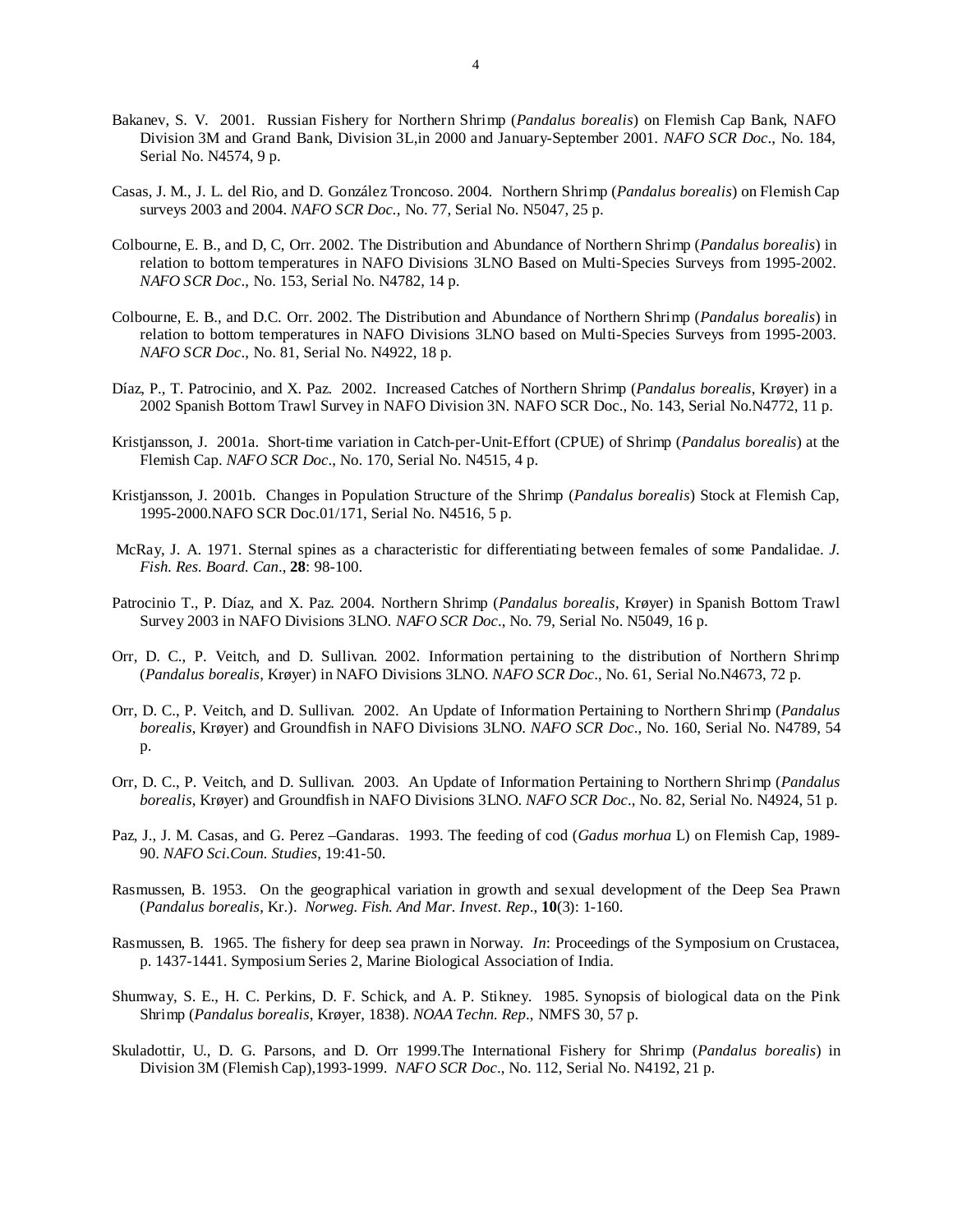Bakanev, S. V. 2001. Russian Fishery for Northern Shrimp (*Pandalus borealis*) on Flemish Cap Bank, NAFO Division 3M and Grand Bank, Division 3L,in 2000 and January-September 2001. *NAFO SCR Doc*., No. 184, Serial No. N4574, 9 p.

Casas, J. M., J. L. del Rio, and D. González Troncoso. 2004. Northern Shrimp (*Pandalus borealis*) on Flemish Cap surveys 2003 and 2004. *NAFO SCR Doc.,* No. 77, Serial No. N5047, 25 p.

Colbourne, E. B., and D, C, Orr. 2002. The Distribution and Abundance of Northern Shrimp (*Pandalus borealis*) in relation to bottom temperatures in NAFO Divisions 3LNO Based on Multi-Species Surveys from 1995-2002. *NAFO SCR Doc*., No. 153, Serial No. N4782, 14 p.

Colbourne, E. B., and D.C. Orr. 2002. The Distribution and Abundance of Northern Shrimp (*Pandalus borealis*) in relation to bottom temperatures in NAFO Divisions 3LNO based on Multi-Species Surveys from 1995-2003. *NAFO SCR Doc*., No. 81, Serial No. N4922, 18 p.

Díaz, P., T. Patrocinio, and X. Paz. 2002. Increased Catches of Northern Shrimp (*Pandalus borealis*, Krøyer) in a 2002 Spanish Bottom Trawl Survey in NAFO Division 3N. NAFO SCR Doc., No. 143, Serial No.N4772, 11 p.

Kristjansson, J. 2001a. Short-time variation in Catch-per-Unit-Effort (CPUE) of Shrimp (*Pandalus borealis*) at the Flemish Cap. *NAFO SCR Doc*., No. 170, Serial No. N4515, 4 p.

Kristjansson, J. 2001b. Changes in Population Structure of the Shrimp (*Pandalus borealis*) Stock at Flemish Cap, 1995-2000.NAFO SCR Doc.01/171, Serial No. N4516, 5 p.

McRay, J. A. 1971. Sternal spines as a characteristic for differentiating between females of some Pandalidae. *J. Fish. Res. Board. Can*., **28**: 98-100.

Patrocinio T., P. Díaz, and X. Paz. 2004. Northern Shrimp (*Pandalus borealis*, Krøyer) in Spanish Bottom Trawl Survey 2003 in NAFO Divisions 3LNO. *NAFO SCR Doc*., No. 79, Serial No. N5049, 16 p.

Orr, D. C., P. Veitch, and D. Sullivan. 2002. Information pertaining to the distribution of Northern Shrimp (*Pandalus borealis*, Krøyer) in NAFO Divisions 3LNO. *NAFO SCR Doc*., No. 61, Serial No.N4673, 72 p.

Orr, D. C., P. Veitch, and D. Sullivan. 2002. An Update of Information Pertaining to Northern Shrimp (*Pandalus borealis*, Krøyer) and Groundfish in NAFO Divisions 3LNO. *NAFO SCR Doc*., No. 160, Serial No. N4789, 54 p.

Orr, D. C., P. Veitch, and D. Sullivan. 2003. An Update of Information Pertaining to Northern Shrimp (*Pandalus borealis*, Krøyer) and Groundfish in NAFO Divisions 3LNO. *NAFO SCR Doc*., No. 82, Serial No. N4924, 51 p.

Paz, J., J. M. Casas, and G. Perez –Gandaras. 1993. The feeding of cod (*Gadus morhua* L) on Flemish Cap, 1989-90. *NAFO Sci.Coun. Studies*, 19:41-50.

Rasmussen, B. 1953. On the geographical variation in growth and sexual development of the Deep Sea Prawn (*Pandalus borealis*, Kr.). *Norweg. Fish. And Mar. Invest. Rep*., **10**(3): 1-160.

Rasmussen, B. 1965. The fishery for deep sea prawn in Norway. *In*: Proceedings of the Symposium on Crustacea, p. 1437-1441. Symposium Series 2, Marine Biological Association of India.

Shumway, S. E., H. C. Perkins, D. F. Schick, and A. P. Stikney. 1985. Synopsis of biological data on the Pink Shrimp (*Pandalus borealis*, Krøyer, 1838). *NOAA Techn. Rep*., NMFS 30, 57 p.

Skuladottir, U., D. G. Parsons, and D. Orr 1999.The International Fishery for Shrimp (*Pandalus borealis*) in Division 3M (Flemish Cap),1993-1999. *NAFO SCR Doc*., No. 112, Serial No. N4192, 21 p.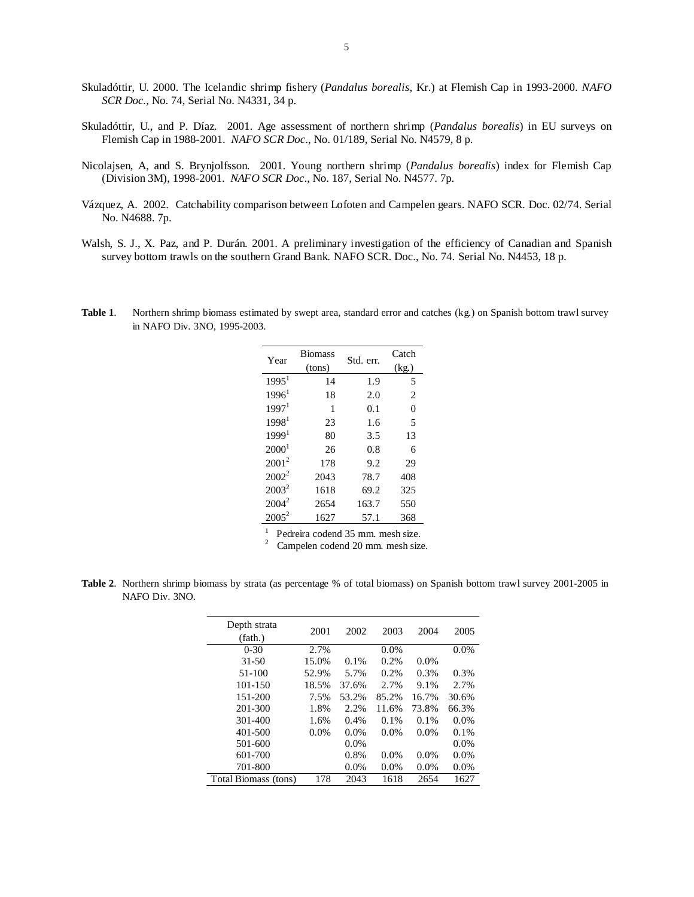Skuladóttir, U. 2000. The Icelandic shrimp fishery (*Pandalus borealis*, Kr.) at Flemish Cap in 1993-2000. *NAFO SCR Doc.*, No. 74, Serial No. N4331, 34 p.

Skuladóttir, U., and P. Díaz. 2001. Age assessment of northern shrimp (*Pandalus borealis*) in EU surveys on Flemish Cap in 1988-2001. *NAFO SCR Doc*., No. 01/189, Serial No. N4579, 8 p.

Nicolajsen, A, and S. Brynjolfsson. 2001. Young northern shrimp (*Pandalus borealis*) index for Flemish Cap (Division 3M), 1998-2001. *NAFO SCR Doc*., No. 187, Serial No. N4577. 7p.

Vázquez, A. 2002. Catchability comparison between Lofoten and Campelen gears. NAFO SCR. Doc. 02/74. Serial No. N4688. 7p.

Walsh, S. J., X. Paz, and P. Durán. 2001. A preliminary investigation of the efficiency of Canadian and Spanish survey bottom trawls on the southern Grand Bank. NAFO SCR. Doc., No. 74. Serial No. N4453, 18 p.

**Table 1**. Northern shrimp biomass estimated by swept area, standard error and catches (kg.) on Spanish bottom trawl survey in NAFO Div. 3NO, 1995-2003.

| Year | Biomass (tons) | Std. err. | Catch (kg.) |
|---|---|---|---|
| 1995[1] | 14 | 1.9 | 5 |
| 1996[1] | 18 | 2.0 | 2 |
| 1997[1] | 1 | 0.1 | 0 |
| 1998[1] | 23 | 1.6 | 5 |
| 1999[1] | 80 | 3.5 | 13 |
| 2000[1] | 26 | 0.8 | 6 |
| 2001[2] | 178 | 9.2 | 29 |
| 2002[2] | 2043 | 78.7 | 408 |
| 2003[2] | 1618 | 69.2 | 325 |
| 2004[2] | 2654 | 163.7 | 550 |
| 2005[2] | 1627 | 57.1 | 368 |

[1] Pedreira codend 35 mm. mesh size.
[2] Campelen codend 20 mm. mesh size.

**Table 2**. Northern shrimp biomass by strata (as percentage % of total biomass) on Spanish bottom trawl survey 2001-2005 in NAFO Div. 3NO.

| Depth strata (fath.) | 2001 | 2002 | 2003 | 2004 | 2005 |
|---|---|---|---|---|---|
| 0-30 | 2.7% | | 0.0% | | 0.0% |
| 31-50 | 15.0% | 0.1% | 0.2% | 0.0% | |
| 51-100 | 52.9% | 5.7% | 0.2% | 0.3% | 0.3% |
| 101-150 | 18.5% | 37.6% | 2.7% | 9.1% | 2.7% |
| 151-200 | 7.5% | 53.2% | 85.2% | 16.7% | 30.6% |
| 201-300 | 1.8% | 2.2% | 11.6% | 73.8% | 66.3% |
| 301-400 | 1.6% | 0.4% | 0.1% | 0.1% | 0.0% |
| 401-500 | 0.0% | 0.0% | 0.0% | 0.0% | 0.1% |
| 501-600 | | 0.0% | | | 0.0% |
| 601-700 | | 0.8% | 0.0% | 0.0% | 0.0% |
| 701-800 | | 0.0% | 0.0% | 0.0% | 0.0% |
| Total Biomass (tons) | 178 | 2043 | 1618 | 2654 | 1627 |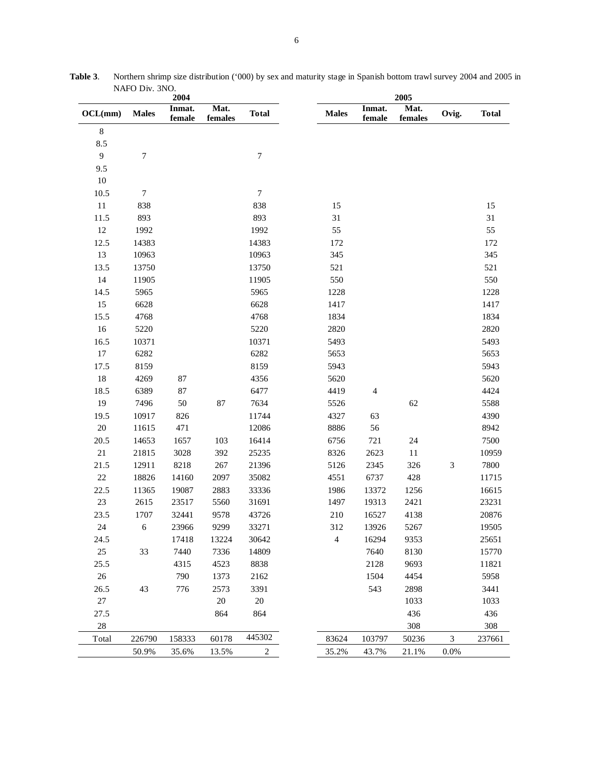**Table 3**. Northern shrimp size distribution ('000) by sex and maturity stage in Spanish bottom trawl survey 2004 and 2005 in NAFO Div. 3NO.

| | 2004 | | | | 2005 | | | | |
|---|---|---|---|---|---|---|---|---|---|
| **OCL(mm)** | **Males** | **Inmat. female** | **Mat. females** | **Total** | **Males** | **Inmat. female** | **Mat. females** | **Ovig.** | **Total** |
| 8 | | | | | | | | | |
| 8.5 | | | | | | | | | |
| 9 | 7 | | | 7 | | | | | |
| 9.5 | | | | | | | | | |
| 10 | | | | | | | | | |
| 10.5 | 7 | | | 7 | | | | | |
| 11 | 838 | | | 838 | 15 | | | | 15 |
| 11.5 | 893 | | | 893 | 31 | | | | 31 |
| 12 | 1992 | | | 1992 | 55 | | | | 55 |
| 12.5 | 14383 | | | 14383 | 172 | | | | 172 |
| 13 | 10963 | | | 10963 | 345 | | | | 345 |
| 13.5 | 13750 | | | 13750 | 521 | | | | 521 |
| 14 | 11905 | | | 11905 | 550 | | | | 550 |
| 14.5 | 5965 | | | 5965 | 1228 | | | | 1228 |
| 15 | 6628 | | | 6628 | 1417 | | | | 1417 |
| 15.5 | 4768 | | | 4768 | 1834 | | | | 1834 |
| 16 | 5220 | | | 5220 | 2820 | | | | 2820 |
| 16.5 | 10371 | | | 10371 | 5493 | | | | 5493 |
| 17 | 6282 | | | 6282 | 5653 | | | | 5653 |
| 17.5 | 8159 | | | 8159 | 5943 | | | | 5943 |
| 18 | 4269 | 87 | | 4356 | 5620 | | | | 5620 |
| 18.5 | 6389 | 87 | | 6477 | 4419 | 4 | | | 4424 |
| 19 | 7496 | 50 | 87 | 7634 | 5526 | | 62 | | 5588 |
| 19.5 | 10917 | 826 | | 11744 | 4327 | 63 | | | 4390 |
| 20 | 11615 | 471 | | 12086 | 8886 | 56 | | | 8942 |
| 20.5 | 14653 | 1657 | 103 | 16414 | 6756 | 721 | 24 | | 7500 |
| 21 | 21815 | 3028 | 392 | 25235 | 8326 | 2623 | 11 | | 10959 |
| 21.5 | 12911 | 8218 | 267 | 21396 | 5126 | 2345 | 326 | 3 | 7800 |
| 22 | 18826 | 14160 | 2097 | 35082 | 4551 | 6737 | 428 | | 11715 |
| 22.5 | 11365 | 19087 | 2883 | 33336 | 1986 | 13372 | 1256 | | 16615 |
| 23 | 2615 | 23517 | 5560 | 31691 | 1497 | 19313 | 2421 | | 23231 |
| 23.5 | 1707 | 32441 | 9578 | 43726 | 210 | 16527 | 4138 | | 20876 |
| 24 | 6 | 23966 | 9299 | 33271 | 312 | 13926 | 5267 | | 19505 |
| 24.5 | | 17418 | 13224 | 30642 | 4 | 16294 | 9353 | | 25651 |
| 25 | 33 | 7440 | 7336 | 14809 | | 7640 | 8130 | | 15770 |
| 25.5 | | 4315 | 4523 | 8838 | | 2128 | 9693 | | 11821 |
| 26 | | 790 | 1373 | 2162 | | 1504 | 4454 | | 5958 |
| 26.5 | 43 | 776 | 2573 | 3391 | | 543 | 2898 | | 3441 |
| 27 | | | 20 | 20 | | | 1033 | | 1033 |
| 27.5 | | | 864 | 864 | | | 436 | | 436 |
| 28 | | | | | | | 308 | | 308 |
| Total | 226790 | 158333 | 60178 | 445302 | 83624 | 103797 | 50236 | 3 | 237661 |
| | 50.9% | 35.6% | 13.5% | 2 | 35.2% | 43.7% | 21.1% | 0.0% | |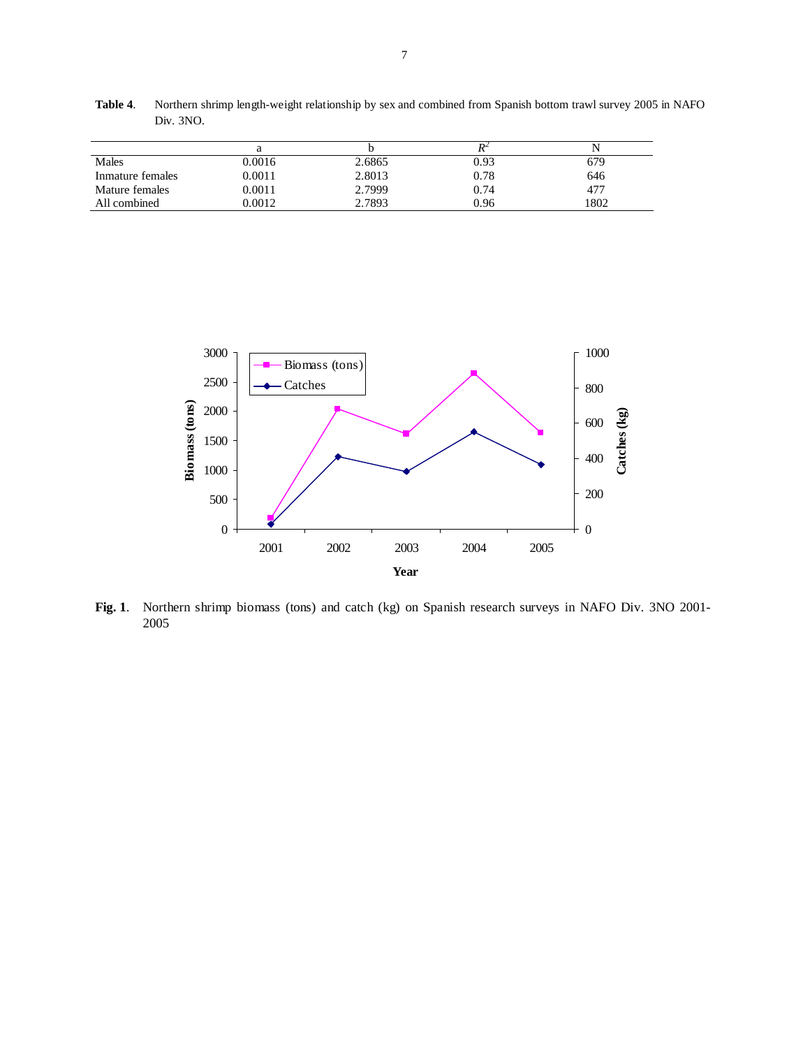**Table 4**. Northern shrimp length-weight relationship by sex and combined from Spanish bottom trawl survey 2005 in NAFO Div. 3NO.

| | a | b | $R^2$ | N |
|---|---|---|---|---|
| Males | 0.0016 | 2.6865 | 0.93 | 679 |
| Inmature females | 0.0011 | 2.8013 | 0.78 | 646 |
| Mature females | 0.0011 | 2.7999 | 0.74 | 477 |
| All combined | 0.0012 | 2.7893 | 0.96 | 1802 |

**Fig. 1**. Northern shrimp biomass (tons) and catch (kg) on Spanish research surveys in NAFO Div. 3NO 2001-2005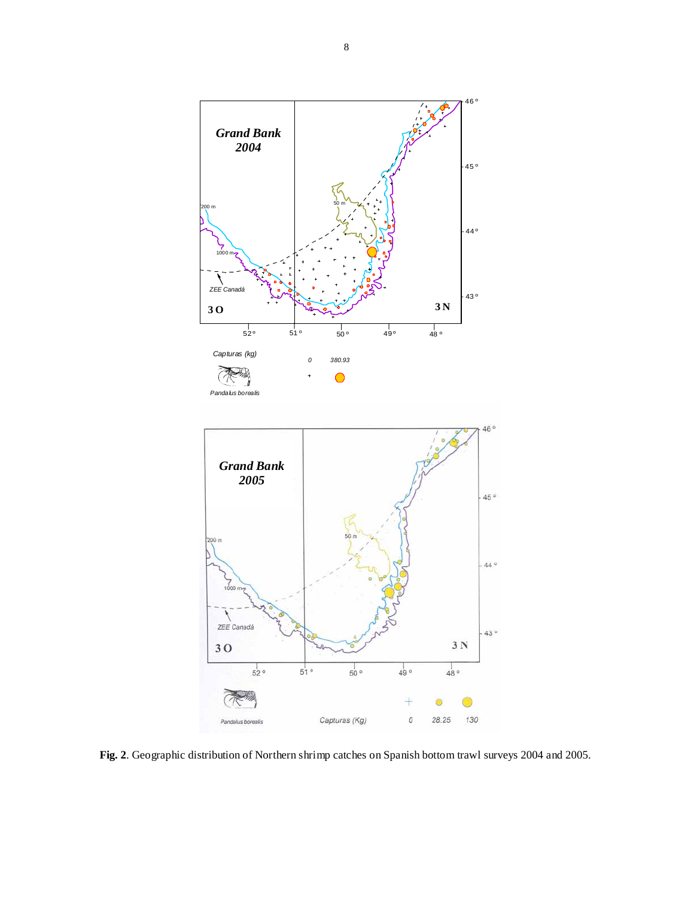**Fig. 2**. Geographic distribution of Northern shrimp catches on Spanish bottom trawl surveys 2004 and 2005.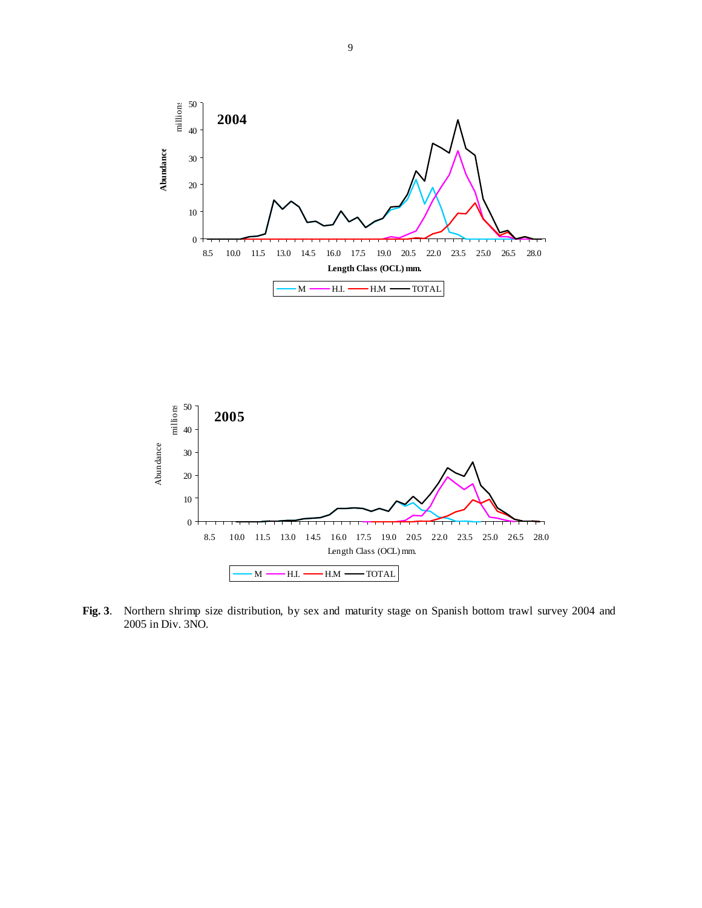**Fig. 3**. Northern shrimp size distribution, by sex and maturity stage on Spanish bottom trawl survey 2004 and 2005 in Div. 3NO.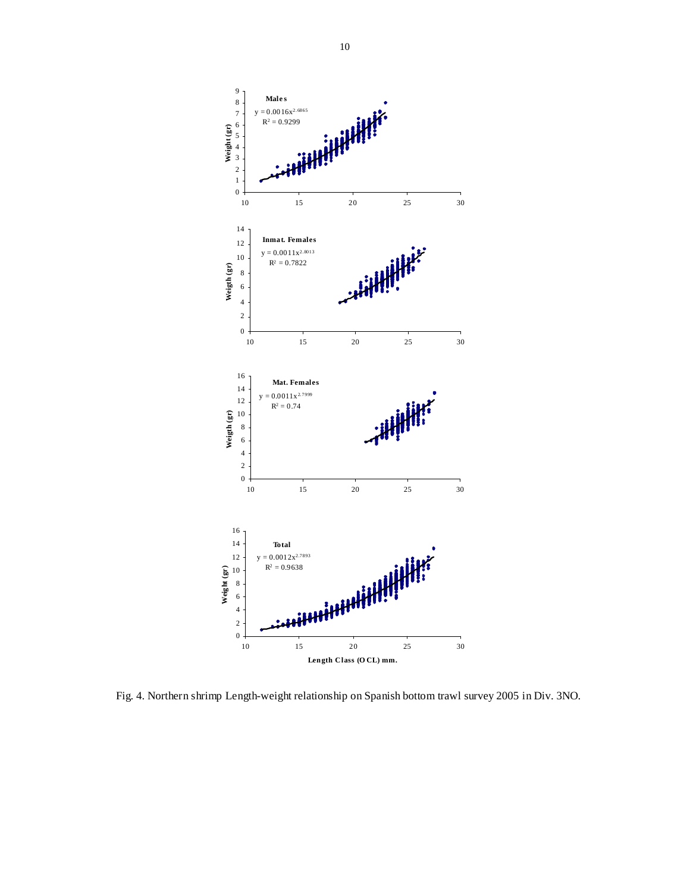Males

$y = 0.0016x^{2.6865}$

$R^2 = 0.9299$

Weight (gr)

0 1 2 3 4 5 6 7 8 9

10 15 20 25 30

Inmat. Females

$y = 0.0011x^{2.8013}$

$R^2 = 0.7822$

Weigth (gr)

0 2 4 6 8 10 12 14

10 15 20 25 30

Mat. Females

$y = 0.0011x^{2.7999}$

$R^2 = 0.74$

Weigth (gr)

0 2 4 6 8 10 12 14 16

10 15 20 25 30

Total

$y = 0.0012x^{2.7893}$

$R^2 = 0.9638$

Weight (gr)

0 2 4 6 8 10 12 14 16

10 15 20 25 30

Length Class (OCL) mm.

Fig. 4. Northern shrimp Length-weight relationship on Spanish bottom trawl survey 2005 in Div. 3NO.